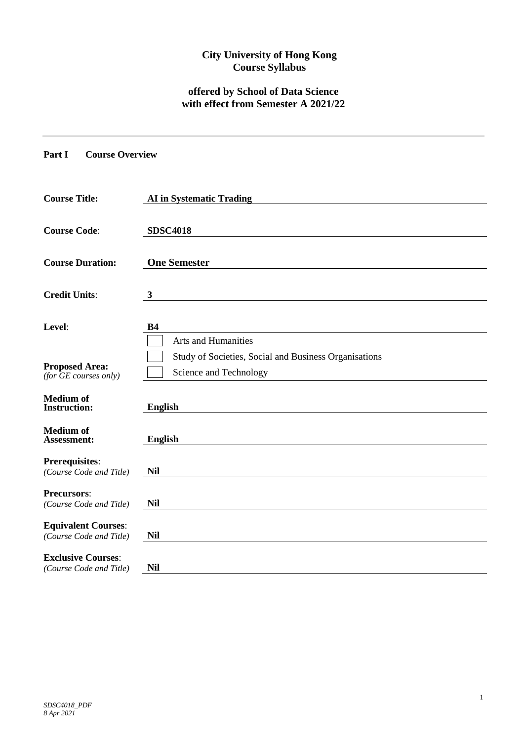**City University of Hong Kong**
**Course Syllabus**

**offered by School of Data Science**
**with effect from Semester A 2021/22**

---

## Part I Course Overview

| | |
|---|---|
| **Course Title:** | **AI in Systematic Trading** |
| **Course Code**: | **SDSC4018** |
| **Course Duration:** | **One Semester** |
| **Credit Units**: | **3** |
| **Level**: | **B4** |
| **Proposed Area:** *(for GE courses only)* | ☐ Arts and Humanities<br>☐ Study of Societies, Social and Business Organisations<br>☐ Science and Technology |
| **Medium of Instruction:** | **English** |
| **Medium of Assessment:** | **English** |
| **Prerequisites**: *(Course Code and Title)* | **Nil** |
| **Precursors**: *(Course Code and Title)* | **Nil** |
| **Equivalent Courses**: *(Course Code and Title)* | **Nil** |
| **Exclusive Courses**: *(Course Code and Title)* | **Nil** |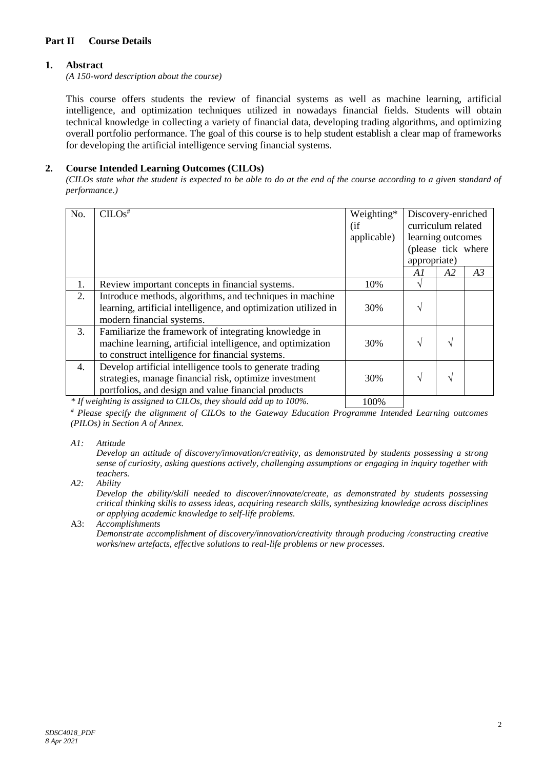## Part II Course Details

### 1. Abstract

*(A 150-word description about the course)*

This course offers students the review of financial systems as well as machine learning, artificial intelligence, and optimization techniques utilized in nowadays financial fields. Students will obtain technical knowledge in collecting a variety of financial data, developing trading algorithms, and optimizing overall portfolio performance. The goal of this course is to help student establish a clear map of frameworks for developing the artificial intelligence serving financial systems.

### 2. Course Intended Learning Outcomes (CILOs)

*(CILOs state what the student is expected to be able to do at the end of the course according to a given standard of performance.)*

| No. | CILOs[#] | Weighting* (if applicable) | Discovery-enriched curriculum related learning outcomes (please tick where appropriate) | | |
|---|---|---|---|---|---|
| | | | *A1* | *A2* | *A3* |
| 1. | Review important concepts in financial systems. | 10% | √ | | |
| 2. | Introduce methods, algorithms, and techniques in machine learning, artificial intelligence, and optimization utilized in modern financial systems. | 30% | √ | | |
| 3. | Familiarize the framework of integrating knowledge in machine learning, artificial intelligence, and optimization to construct intelligence for financial systems. | 30% | √ | √ | |
| 4. | Develop artificial intelligence tools to generate trading strategies, manage financial risk, optimize investment portfolios, and design and value financial products | 30% | √ | √ | |
| | *\* If weighting is assigned to CILOs, they should add up to 100%.* | 100% | | | |

*[#] Please specify the alignment of CILOs to the Gateway Education Programme Intended Learning outcomes (PILOs) in Section A of Annex.*

*A1: Attitude*
*Develop an attitude of discovery/innovation/creativity, as demonstrated by students possessing a strong sense of curiosity, asking questions actively, challenging assumptions or engaging in inquiry together with teachers.*

*A2: Ability*
*Develop the ability/skill needed to discover/innovate/create, as demonstrated by students possessing critical thinking skills to assess ideas, acquiring research skills, synthesizing knowledge across disciplines or applying academic knowledge to self-life problems.*

A3: *Accomplishments*
*Demonstrate accomplishment of discovery/innovation/creativity through producing /constructing creative works/new artefacts, effective solutions to real-life problems or new processes.*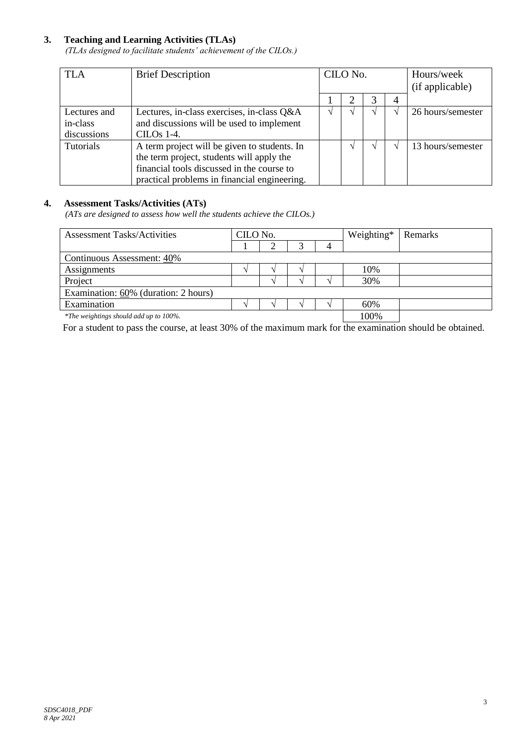## 3. Teaching and Learning Activities (TLAs)

*(TLAs designed to facilitate students' achievement of the CILOs.)*

| TLA | Brief Description | CILO No. | | | | Hours/week (if applicable) |
|---|---|---|---|---|---|---|
| | | 1 | 2 | 3 | 4 | |
| Lectures and in-class discussions | Lectures, in-class exercises, in-class Q&A and discussions will be used to implement CILOs 1-4. | √ | √ | √ | √ | 26 hours/semester |
| Tutorials | A term project will be given to students. In the term project, students will apply the financial tools discussed in the course to practical problems in financial engineering. | | √ | √ | √ | 13 hours/semester |

## 4. Assessment Tasks/Activities (ATs)

*(ATs are designed to assess how well the students achieve the CILOs.)*

| Assessment Tasks/Activities | CILO No. | | | | Weighting* | Remarks |
|---|---|---|---|---|---|---|
| | 1 | 2 | 3 | 4 | | |
| Continuous Assessment: 40% | | | | | | |
| Assignments | √ | √ | √ | | 10% | |
| Project | | √ | √ | √ | 30% | |
| Examination: 60% (duration: 2 hours) | | | | | | |
| Examination | √ | √ | √ | √ | 60% | |
| *The weightings should add up to 100%.* | | | | | 100% | |

For a student to pass the course, at least 30% of the maximum mark for the examination should be obtained.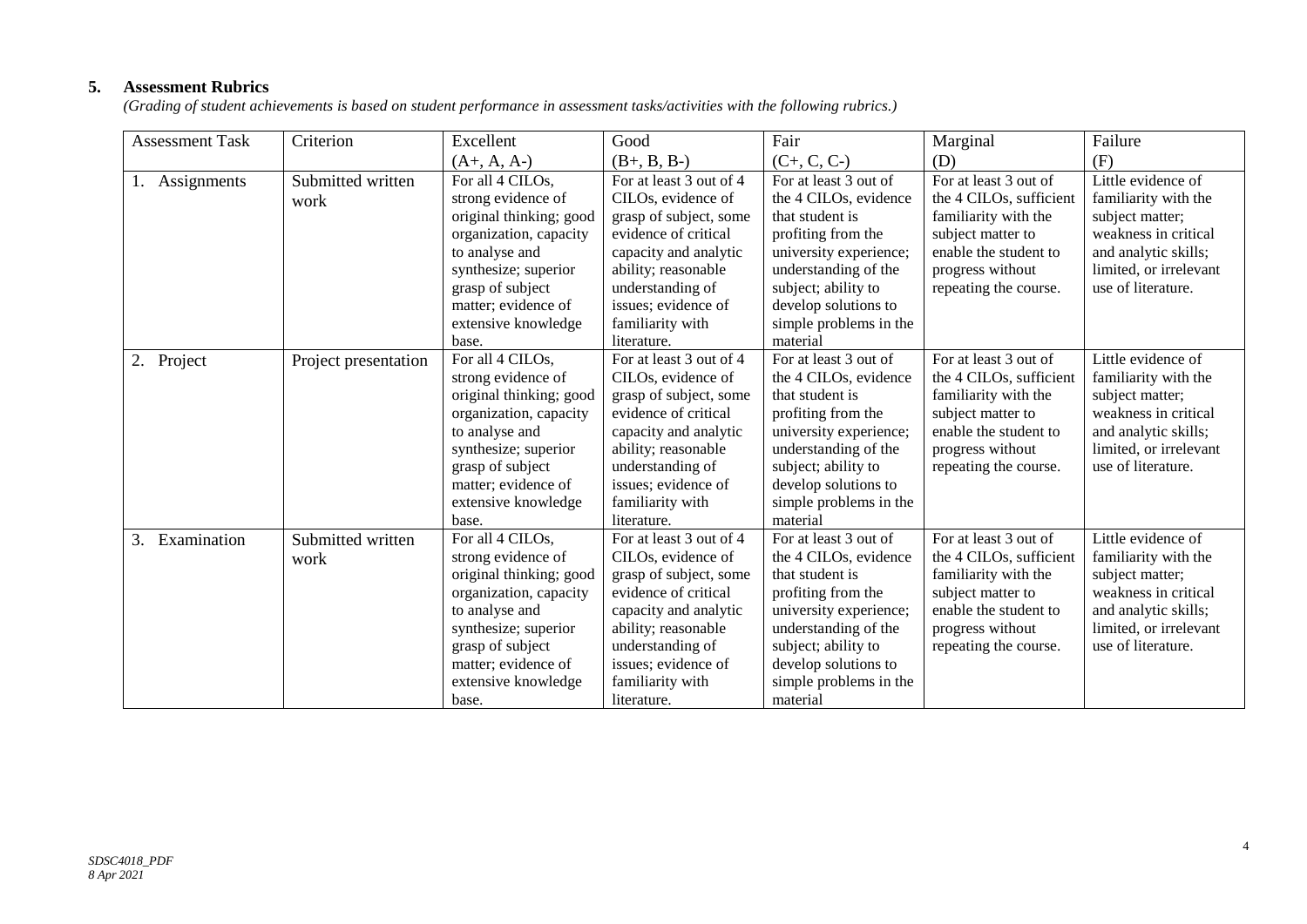## 5. Assessment Rubrics

*(Grading of student achievements is based on student performance in assessment tasks/activities with the following rubrics.)*

| Assessment Task | Criterion | Excellent (A+, A, A-) | Good (B+, B, B-) | Fair (C+, C, C-) | Marginal (D) | Failure (F) |
|---|---|---|---|---|---|---|
| 1. Assignments | Submitted written work | For all 4 CILOs, strong evidence of original thinking; good organization, capacity to analyse and synthesize; superior grasp of subject matter; evidence of extensive knowledge base. | For at least 3 out of 4 CILOs, evidence of grasp of subject, some evidence of critical capacity and analytic ability; reasonable understanding of issues; evidence of familiarity with literature. | For at least 3 out of the 4 CILOs, evidence that student is profiting from the university experience; understanding of the subject; ability to develop solutions to simple problems in the material | For at least 3 out of the 4 CILOs, sufficient familiarity with the subject matter to enable the student to progress without repeating the course. | Little evidence of familiarity with the subject matter; weakness in critical and analytic skills; limited, or irrelevant use of literature. |
| 2. Project | Project presentation | For all 4 CILOs, strong evidence of original thinking; good organization, capacity to analyse and synthesize; superior grasp of subject matter; evidence of extensive knowledge base. | For at least 3 out of 4 CILOs, evidence of grasp of subject, some evidence of critical capacity and analytic ability; reasonable understanding of issues; evidence of familiarity with literature. | For at least 3 out of the 4 CILOs, evidence that student is profiting from the university experience; understanding of the subject; ability to develop solutions to simple problems in the material | For at least 3 out of the 4 CILOs, sufficient familiarity with the subject matter to enable the student to progress without repeating the course. | Little evidence of familiarity with the subject matter; weakness in critical and analytic skills; limited, or irrelevant use of literature. |
| 3. Examination | Submitted written work | For all 4 CILOs, strong evidence of original thinking; good organization, capacity to analyse and synthesize; superior grasp of subject matter; evidence of extensive knowledge base. | For at least 3 out of 4 CILOs, evidence of grasp of subject, some evidence of critical capacity and analytic ability; reasonable understanding of issues; evidence of familiarity with literature. | For at least 3 out of the 4 CILOs, evidence that student is profiting from the university experience; understanding of the subject; ability to develop solutions to simple problems in the material | For at least 3 out of the 4 CILOs, sufficient familiarity with the subject matter to enable the student to progress without repeating the course. | Little evidence of familiarity with the subject matter; weakness in critical and analytic skills; limited, or irrelevant use of literature. |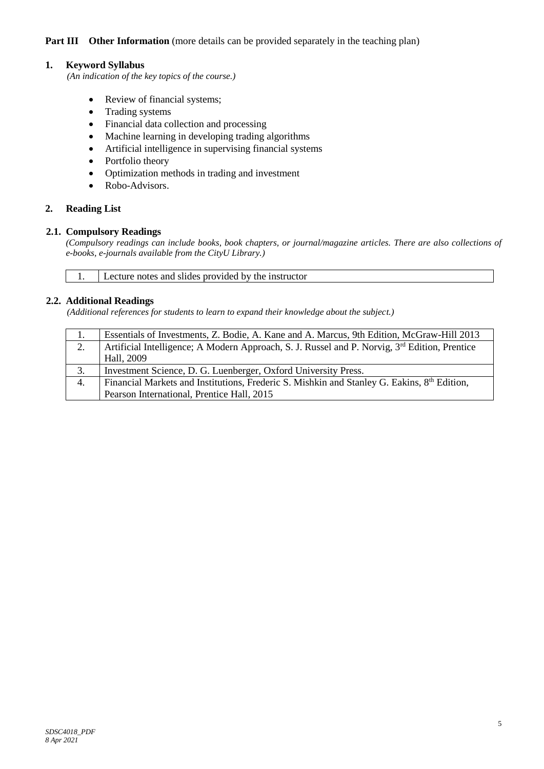**Part III Other Information** (more details can be provided separately in the teaching plan)

## 1. Keyword Syllabus

*(An indication of the key topics of the course.)*

- Review of financial systems;
- Trading systems
- Financial data collection and processing
- Machine learning in developing trading algorithms
- Artificial intelligence in supervising financial systems
- Portfolio theory
- Optimization methods in trading and investment
- Robo-Advisors.

## 2. Reading List

### 2.1. Compulsory Readings

*(Compulsory readings can include books, book chapters, or journal/magazine articles. There are also collections of e-books, e-journals available from the CityU Library.)*

| | |
|---|---|
| 1. | Lecture notes and slides provided by the instructor |

### 2.2. Additional Readings

*(Additional references for students to learn to expand their knowledge about the subject.)*

| | |
|---|---|
| 1. | Essentials of Investments, Z. Bodie, A. Kane and A. Marcus, 9th Edition, McGraw-Hill 2013 |
| 2. | Artificial Intelligence; A Modern Approach, S. J. Russel and P. Norvig, 3rd Edition, Prentice Hall, 2009 |
| 3. | Investment Science, D. G. Luenberger, Oxford University Press. |
| 4. | Financial Markets and Institutions, Frederic S. Mishkin and Stanley G. Eakins, 8th Edition, Pearson International, Prentice Hall, 2015 |